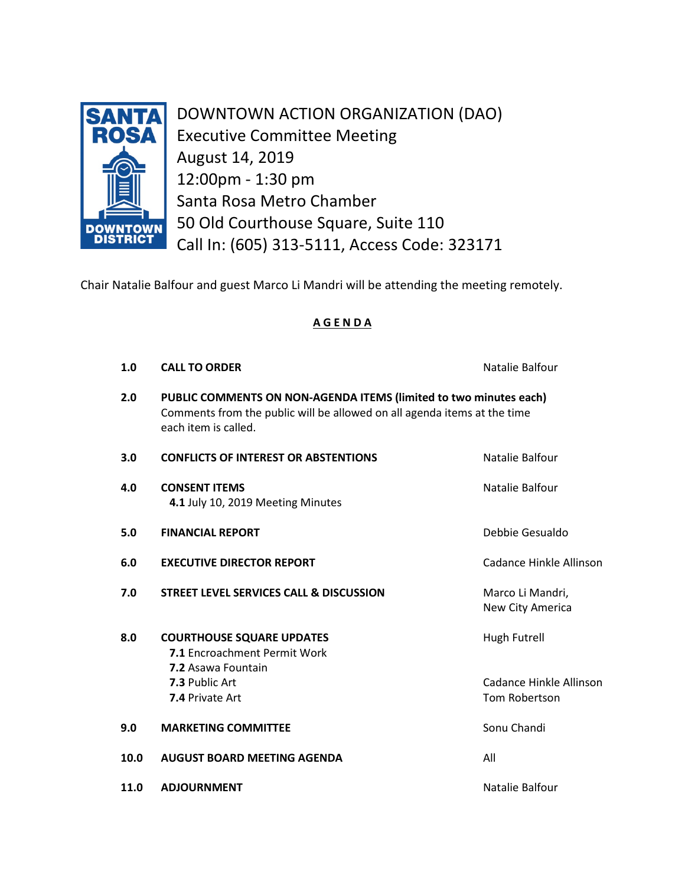# DOWNTOWN ACTION ORGANIZATION (DAO)

Executive Committee Meeting
August 14, 2019
12:00pm - 1:30 pm
Santa Rosa Metro Chamber
50 Old Courthouse Square, Suite 110
Call In: (605) 313-5111, Access Code: 323171

Chair Natalie Balfour and guest Marco Li Mandri will be attending the meeting remotely.

## AGENDA

| | | |
|---|---|---|
| **1.0** | **CALL TO ORDER** | Natalie Balfour |
| **2.0** | **PUBLIC COMMENTS ON NON-AGENDA ITEMS (limited to two minutes each)** Comments from the public will be allowed on all agenda items at the time each item is called. | |
| **3.0** | **CONFLICTS OF INTEREST OR ABSTENTIONS** | Natalie Balfour |
| **4.0** | **CONSENT ITEMS**<br>**4.1** July 10, 2019 Meeting Minutes | Natalie Balfour |
| **5.0** | **FINANCIAL REPORT** | Debbie Gesualdo |
| **6.0** | **EXECUTIVE DIRECTOR REPORT** | Cadance Hinkle Allinson |
| **7.0** | **STREET LEVEL SERVICES CALL & DISCUSSION** | Marco Li Mandri, New City America |
| **8.0** | **COURTHOUSE SQUARE UPDATES**<br>**7.1** Encroachment Permit Work<br>**7.2** Asawa Fountain<br>**7.3** Public Art<br>**7.4** Private Art | Hugh Futrell<br><br><br>Cadance Hinkle Allinson<br>Tom Robertson |
| **9.0** | **MARKETING COMMITTEE** | Sonu Chandi |
| **10.0** | **AUGUST BOARD MEETING AGENDA** | All |
| **11.0** | **ADJOURNMENT** | Natalie Balfour |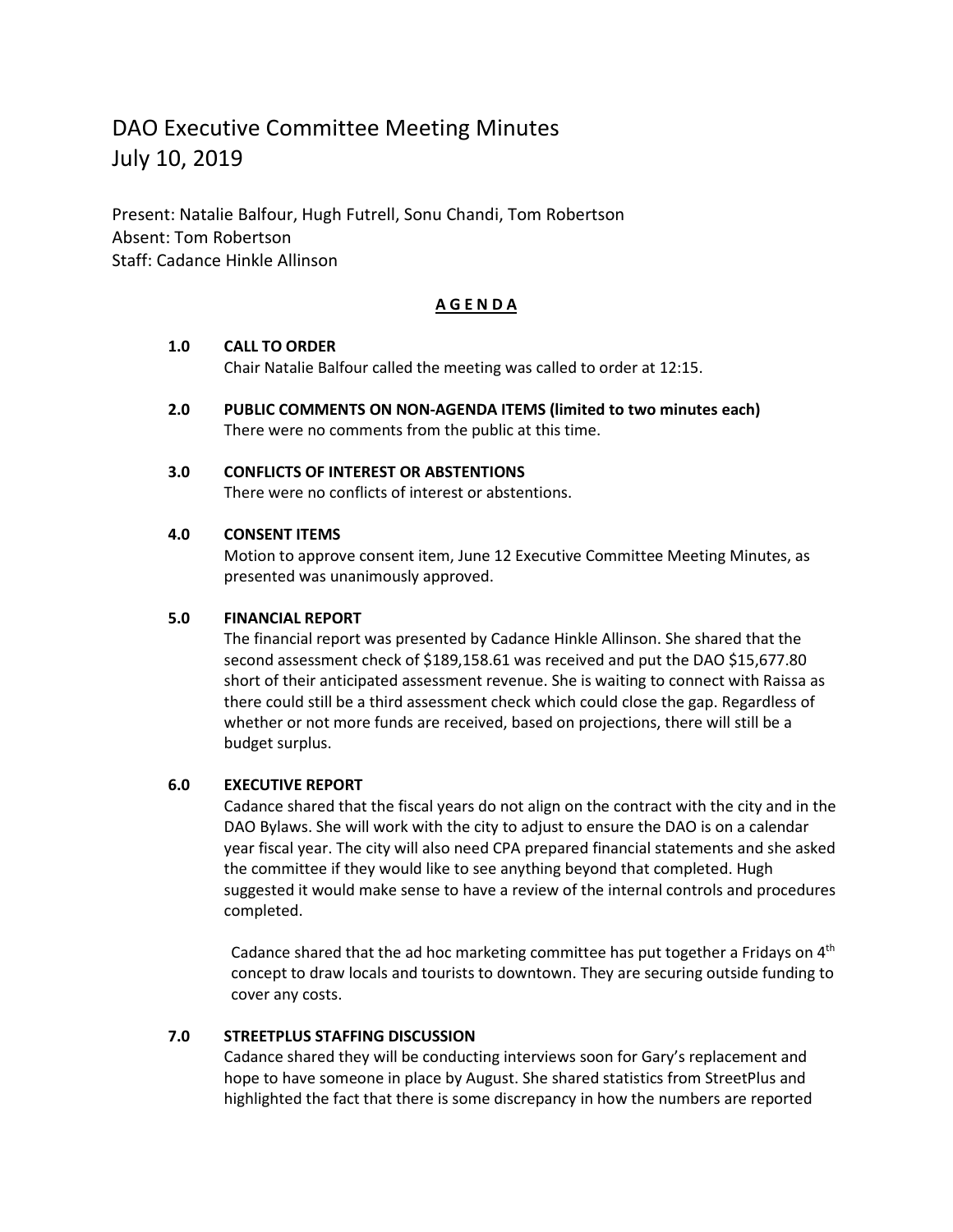# DAO Executive Committee Meeting Minutes
# July 10, 2019

Present: Natalie Balfour, Hugh Futrell, Sonu Chandi, Tom Robertson
Absent: Tom Robertson
Staff: Cadance Hinkle Allinson

## **A G E N D A**

**1.0 CALL TO ORDER**

Chair Natalie Balfour called the meeting was called to order at 12:15.

**2.0 PUBLIC COMMENTS ON NON-AGENDA ITEMS (limited to two minutes each)**

There were no comments from the public at this time.

**3.0 CONFLICTS OF INTEREST OR ABSTENTIONS**

There were no conflicts of interest or abstentions.

**4.0 CONSENT ITEMS**

Motion to approve consent item, June 12 Executive Committee Meeting Minutes, as presented was unanimously approved.

**5.0 FINANCIAL REPORT**

The financial report was presented by Cadance Hinkle Allinson. She shared that the second assessment check of $189,158.61 was received and put the DAO $15,677.80 short of their anticipated assessment revenue. She is waiting to connect with Raissa as there could still be a third assessment check which could close the gap. Regardless of whether or not more funds are received, based on projections, there will still be a budget surplus.

**6.0 EXECUTIVE REPORT**

Cadance shared that the fiscal years do not align on the contract with the city and in the DAO Bylaws. She will work with the city to adjust to ensure the DAO is on a calendar year fiscal year. The city will also need CPA prepared financial statements and she asked the committee if they would like to see anything beyond that completed. Hugh suggested it would make sense to have a review of the internal controls and procedures completed.

Cadance shared that the ad hoc marketing committee has put together a Fridays on 4th concept to draw locals and tourists to downtown. They are securing outside funding to cover any costs.

**7.0 STREETPLUS STAFFING DISCUSSION**

Cadance shared they will be conducting interviews soon for Gary's replacement and hope to have someone in place by August. She shared statistics from StreetPlus and highlighted the fact that there is some discrepancy in how the numbers are reported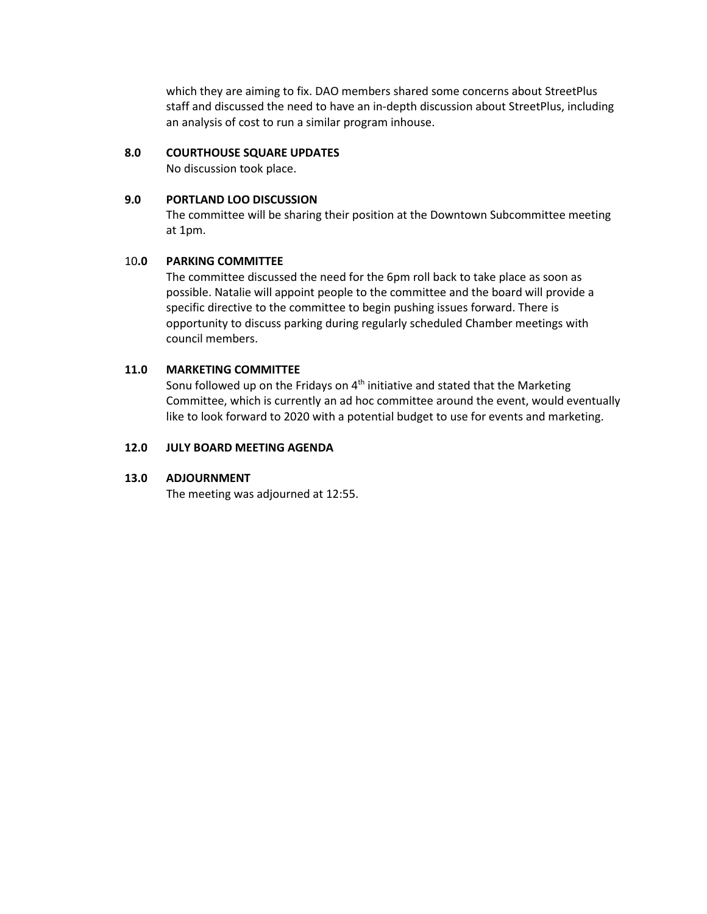which they are aiming to fix. DAO members shared some concerns about StreetPlus staff and discussed the need to have an in-depth discussion about StreetPlus, including an analysis of cost to run a similar program inhouse.

**8.0 COURTHOUSE SQUARE UPDATES**

No discussion took place.

**9.0 PORTLAND LOO DISCUSSION**

The committee will be sharing their position at the Downtown Subcommittee meeting at 1pm.

**10.0 PARKING COMMITTEE**

The committee discussed the need for the 6pm roll back to take place as soon as possible. Natalie will appoint people to the committee and the board will provide a specific directive to the committee to begin pushing issues forward. There is opportunity to discuss parking during regularly scheduled Chamber meetings with council members.

**11.0 MARKETING COMMITTEE**

Sonu followed up on the Fridays on 4th initiative and stated that the Marketing Committee, which is currently an ad hoc committee around the event, would eventually like to look forward to 2020 with a potential budget to use for events and marketing.

**12.0 JULY BOARD MEETING AGENDA**

**13.0 ADJOURNMENT**

The meeting was adjourned at 12:55.